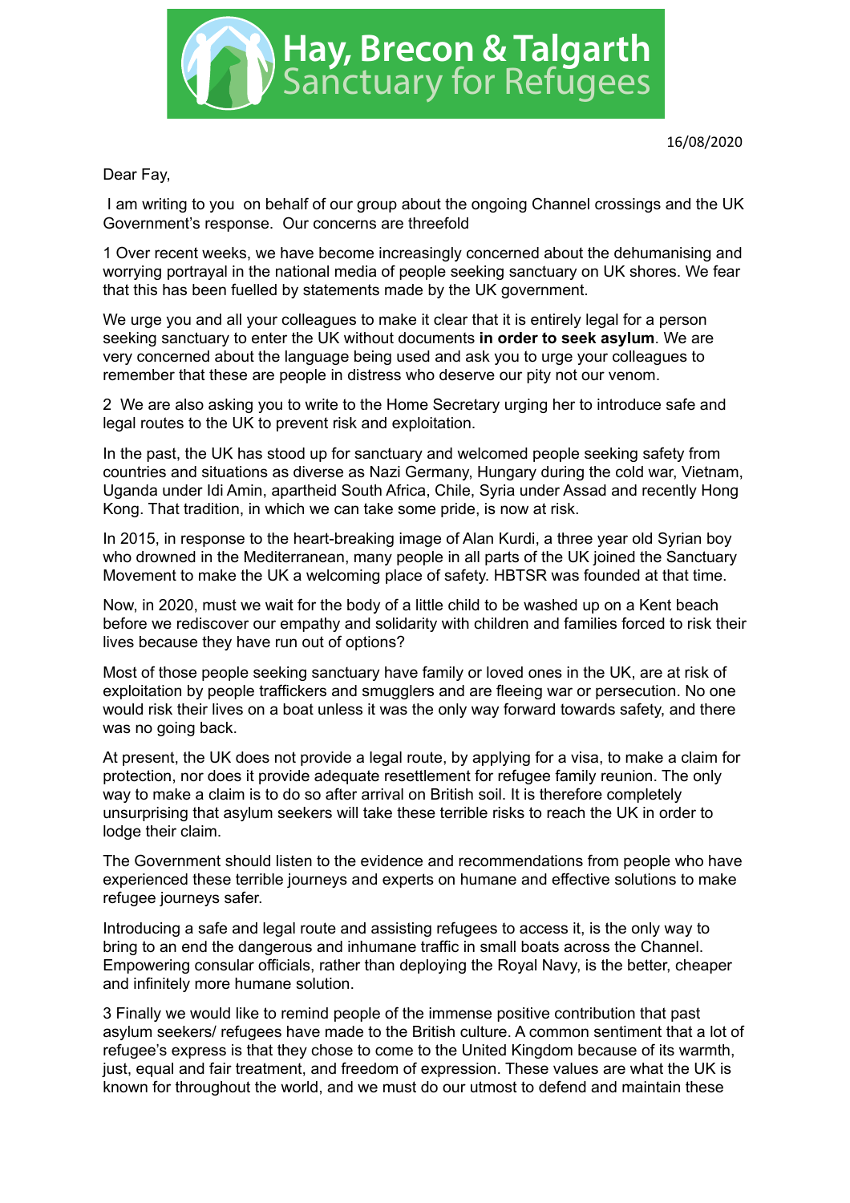# Hay, Brecon & Talgarth Sanctuary for Refugees

16/08/2020

Dear Fay,

I am writing to you on behalf of our group about the ongoing Channel crossings and the UK Government's response. Our concerns are threefold

1 Over recent weeks, we have become increasingly concerned about the dehumanising and worrying portrayal in the national media of people seeking sanctuary on UK shores. We fear that this has been fuelled by statements made by the UK government.

We urge you and all your colleagues to make it clear that it is entirely legal for a person seeking sanctuary to enter the UK without documents **in order to seek asylum**. We are very concerned about the language being used and ask you to urge your colleagues to remember that these are people in distress who deserve our pity not our venom.

2 We are also asking you to write to the Home Secretary urging her to introduce safe and legal routes to the UK to prevent risk and exploitation.

In the past, the UK has stood up for sanctuary and welcomed people seeking safety from countries and situations as diverse as Nazi Germany, Hungary during the cold war, Vietnam, Uganda under Idi Amin, apartheid South Africa, Chile, Syria under Assad and recently Hong Kong. That tradition, in which we can take some pride, is now at risk.

In 2015, in response to the heart-breaking image of Alan Kurdi, a three year old Syrian boy who drowned in the Mediterranean, many people in all parts of the UK joined the Sanctuary Movement to make the UK a welcoming place of safety. HBTSR was founded at that time.

Now, in 2020, must we wait for the body of a little child to be washed up on a Kent beach before we rediscover our empathy and solidarity with children and families forced to risk their lives because they have run out of options?

Most of those people seeking sanctuary have family or loved ones in the UK, are at risk of exploitation by people traffickers and smugglers and are fleeing war or persecution. No one would risk their lives on a boat unless it was the only way forward towards safety, and there was no going back.

At present, the UK does not provide a legal route, by applying for a visa, to make a claim for protection, nor does it provide adequate resettlement for refugee family reunion. The only way to make a claim is to do so after arrival on British soil. It is therefore completely unsurprising that asylum seekers will take these terrible risks to reach the UK in order to lodge their claim.

The Government should listen to the evidence and recommendations from people who have experienced these terrible journeys and experts on humane and effective solutions to make refugee journeys safer.

Introducing a safe and legal route and assisting refugees to access it, is the only way to bring to an end the dangerous and inhumane traffic in small boats across the Channel. Empowering consular officials, rather than deploying the Royal Navy, is the better, cheaper and infinitely more humane solution.

3 Finally we would like to remind people of the immense positive contribution that past asylum seekers/ refugees have made to the British culture. A common sentiment that a lot of refugee's express is that they chose to come to the United Kingdom because of its warmth, just, equal and fair treatment, and freedom of expression. These values are what the UK is known for throughout the world, and we must do our utmost to defend and maintain these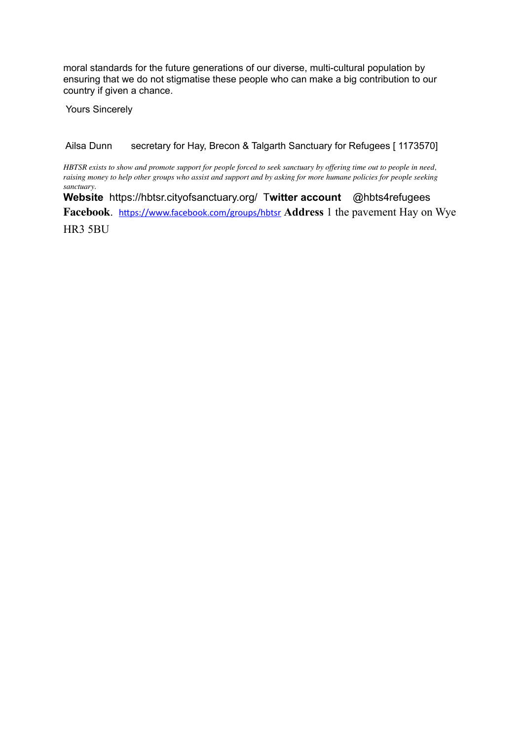moral standards for the future generations of our diverse, multi-cultural population by ensuring that we do not stigmatise these people who can make a big contribution to our country if given a chance.

Yours Sincerely

Ailsa Dunn    secretary for Hay, Brecon & Talgarth Sanctuary for Refugees [ 1173570]

*HBTSR exists to show and promote support for people forced to seek sanctuary by offering time out to people in need, raising money to help other groups who assist and support and by asking for more humane policies for people seeking sanctuary.*

**Website** https://hbtsr.cityofsanctuary.org/ T**witter account** @hbts4refugees **Facebook**. https://www.facebook.com/groups/hbtsr **Address** 1 the pavement Hay on Wye HR3 5BU